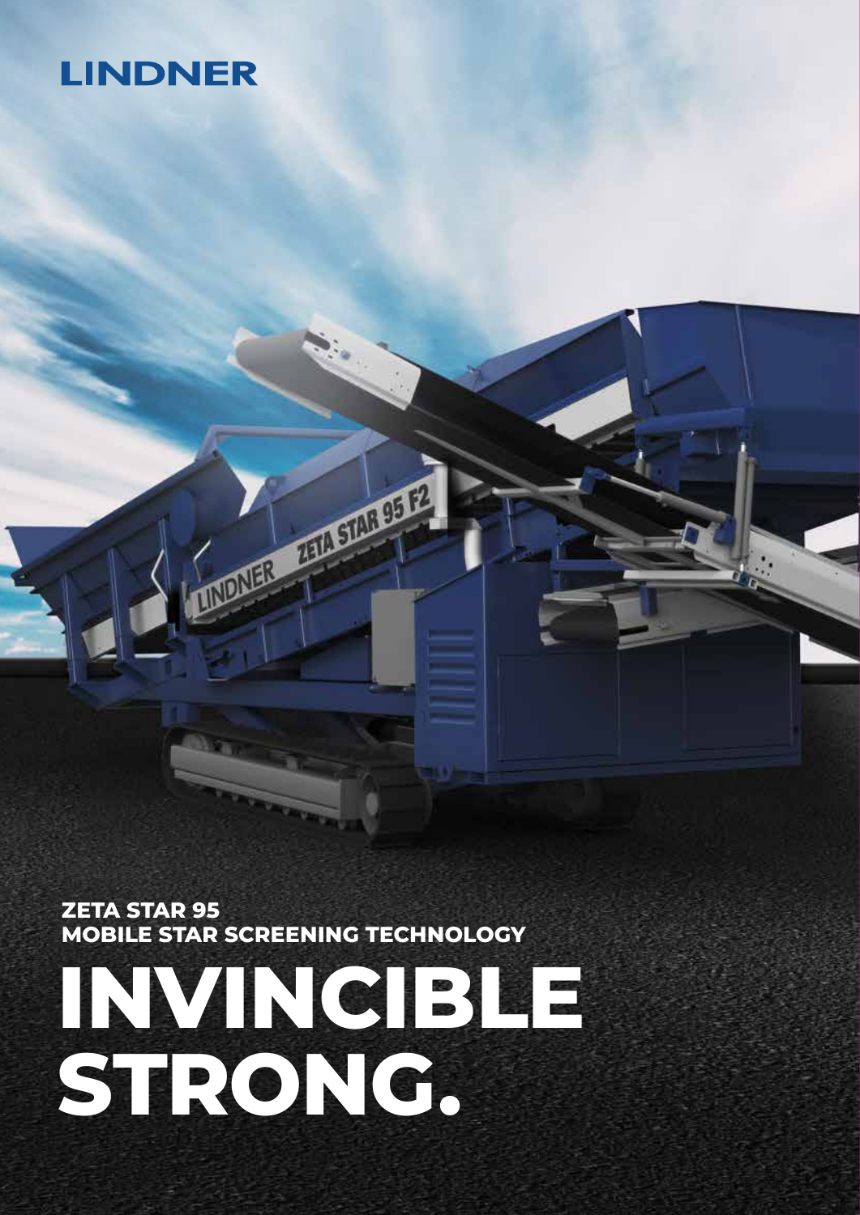LINDNER

**ZETA STAR 95**
**MOBILE STAR SCREENING TECHNOLOGY**

# INVINCIBLE STRONG.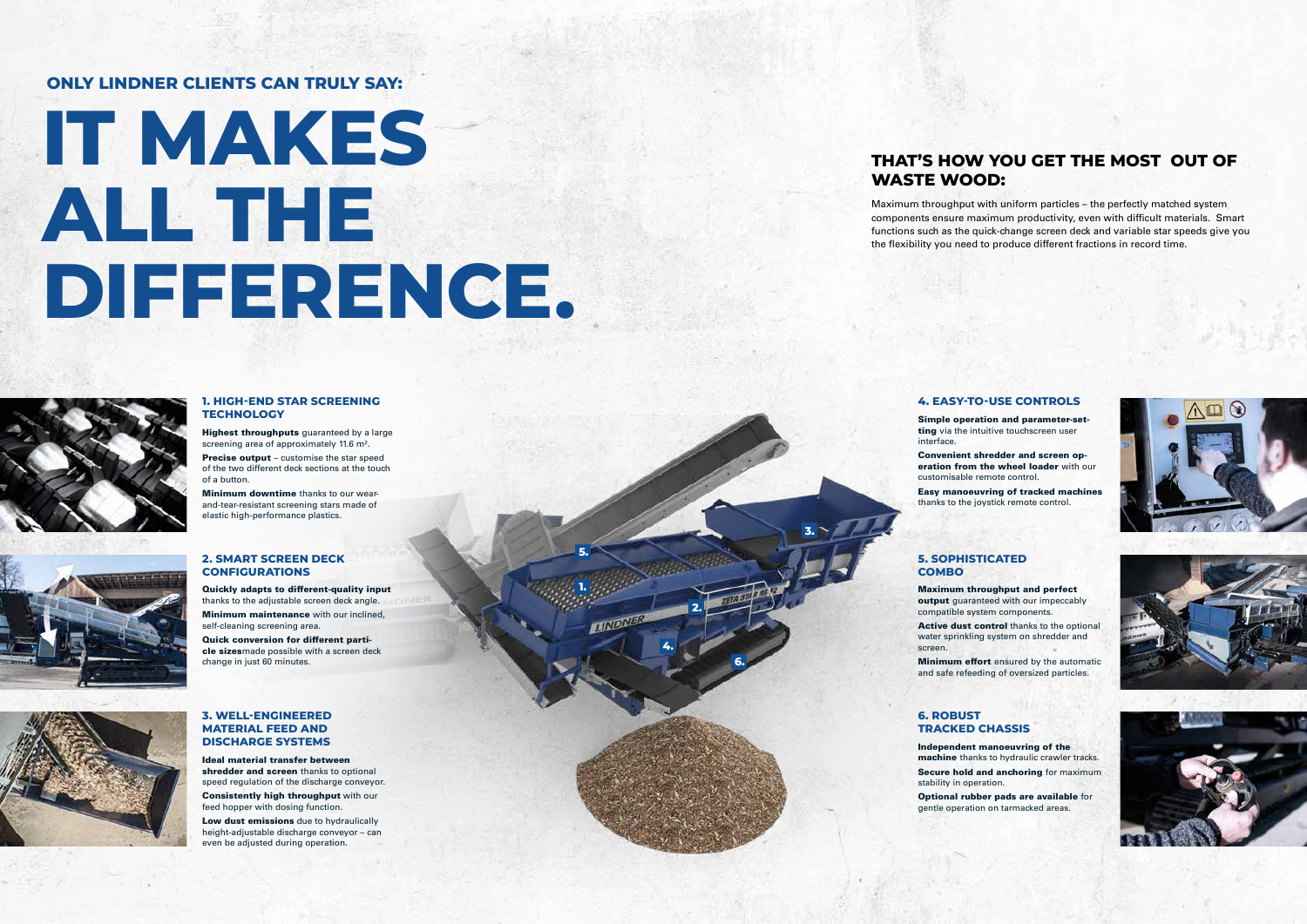**ONLY LINDNER CLIENTS CAN TRULY SAY:**

# IT MAKES ALL THE DIFFERENCE.

## THAT'S HOW YOU GET THE MOST OUT OF WASTE WOOD:

Maximum throughput with uniform particles – the perfectly matched system components ensure maximum productivity, even with difficult materials. Smart functions such as the quick-change screen deck and variable star speeds give you the flexibility you need to produce different fractions in record time.

### 1. HIGH-END STAR SCREENING TECHNOLOGY

**Highest throughputs** guaranteed by a large screening area of approximately 11.6 m².

**Precise output** – customise the star speed of the two different deck sections at the touch of a button.

**Minimum downtime** thanks to our wear-and-tear-resistant screening stars made of elastic high-performance plastics.

### 2. SMART SCREEN DECK CONFIGURATIONS

**Quickly adapts to different-quality input** thanks to the adjustable screen deck angle.

**Minimum maintenance** with our inclined, self-cleaning screening area.

**Quick conversion for different particle sizes**made possible with a screen deck change in just 60 minutes.

### 3. WELL-ENGINEERED MATERIAL FEED AND DISCHARGE SYSTEMS

**Ideal material transfer between shredder and screen** thanks to optional speed regulation of the discharge conveyor.

**Consistently high throughput** with our feed hopper with dosing function.

**Low dust emissions** due to hydraulically height-adjustable discharge conveyor – can even be adjusted during operation.

### 4. EASY-TO-USE CONTROLS

**Simple operation and parameter-setting** via the intuitive touchscreen user interface.

**Convenient shredder and screen operation from the wheel loader** with our customisable remote control.

**Easy manoeuvring of tracked machines** thanks to the joystick remote control.

### 5. SOPHISTICATED COMBO

**Maximum throughput and perfect output** guaranteed with our impeccably compatible system components.

**Active dust control** thanks to the optional water sprinkling system on shredder and screen.

**Minimum effort** ensured by the automatic and safe refeeding of oversized particles.

### 6. ROBUST TRACKED CHASSIS

**Independent manoeuvring of the machine** thanks to hydraulic crawler tracks.

**Secure hold and anchoring** for maximum stability in operation.

**Optional rubber pads are available** for gentle operation on tarmacked areas.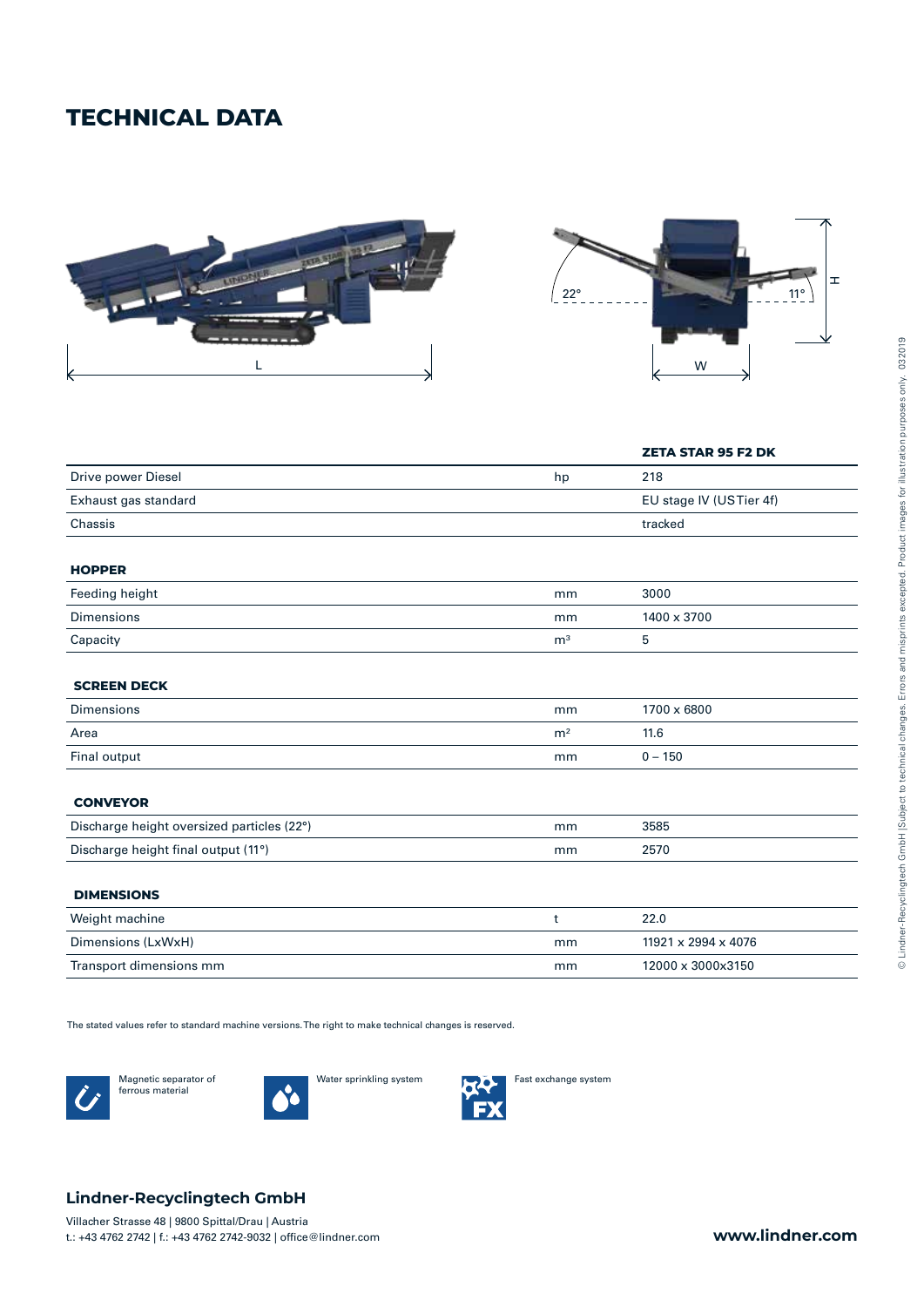# TECHNICAL DATA

L

22°

11°

H

W

| | | ZETA STAR 95 F2 DK |
|---|---|---|
| Drive power Diesel | hp | 218 |
| Exhaust gas standard | | EU stage IV (USTier 4f) |
| Chassis | | tracked |
| **HOPPER** | | |
| Feeding height | mm | 3000 |
| Dimensions | mm | 1400 x 3700 |
| Capacity | m³ | 5 |
| **SCREEN DECK** | | |
| Dimensions | mm | 1700 x 6800 |
| Area | m² | 11.6 |
| Final output | mm | 0 – 150 |
| **CONVEYOR** | | |
| Discharge height oversized particles (22°) | mm | 3585 |
| Discharge height final output (11°) | mm | 2570 |
| **DIMENSIONS** | | |
| Weight machine | t | 22.0 |
| Dimensions (LxWxH) | mm | 11921 x 2994 x 4076 |
| Transport dimensions mm | mm | 12000 x 3000x3150 |

The stated values refer to standard machine versions. The right to make technical changes is reserved.

Magnetic separator of ferrous material

Water sprinkling system

Fast exchange system

## Lindner-Recyclingtech GmbH

Villacher Strasse 48 | 9800 Spittal/Drau | Austria
t.: +43 4762 2742 | f.: +43 4762 2742-9032 | office@lindner.com

**www.lindner.com**

© Lindner-Recyclingtech GmbH | Subject to technical changes. Errors and misprints excepted. Product images for illustration purposes only. 032019